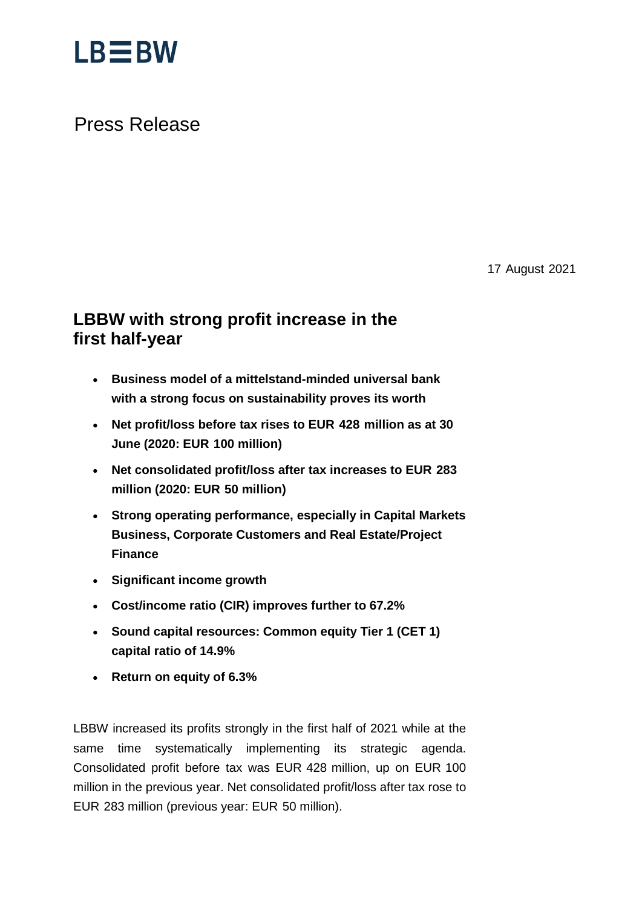LB≡BW

Press Release

17 August 2021

# LBBW with strong profit increase in the first half-year

- **Business model of a mittelstand-minded universal bank with a strong focus on sustainability proves its worth**
- **Net profit/loss before tax rises to EUR 428 million as at 30 June (2020: EUR 100 million)**
- **Net consolidated profit/loss after tax increases to EUR 283 million (2020: EUR 50 million)**
- **Strong operating performance, especially in Capital Markets Business, Corporate Customers and Real Estate/Project Finance**
- **Significant income growth**
- **Cost/income ratio (CIR) improves further to 67.2%**
- **Sound capital resources: Common equity Tier 1 (CET 1) capital ratio of 14.9%**
- **Return on equity of 6.3%**

LBBW increased its profits strongly in the first half of 2021 while at the same time systematically implementing its strategic agenda. Consolidated profit before tax was EUR 428 million, up on EUR 100 million in the previous year. Net consolidated profit/loss after tax rose to EUR 283 million (previous year: EUR 50 million).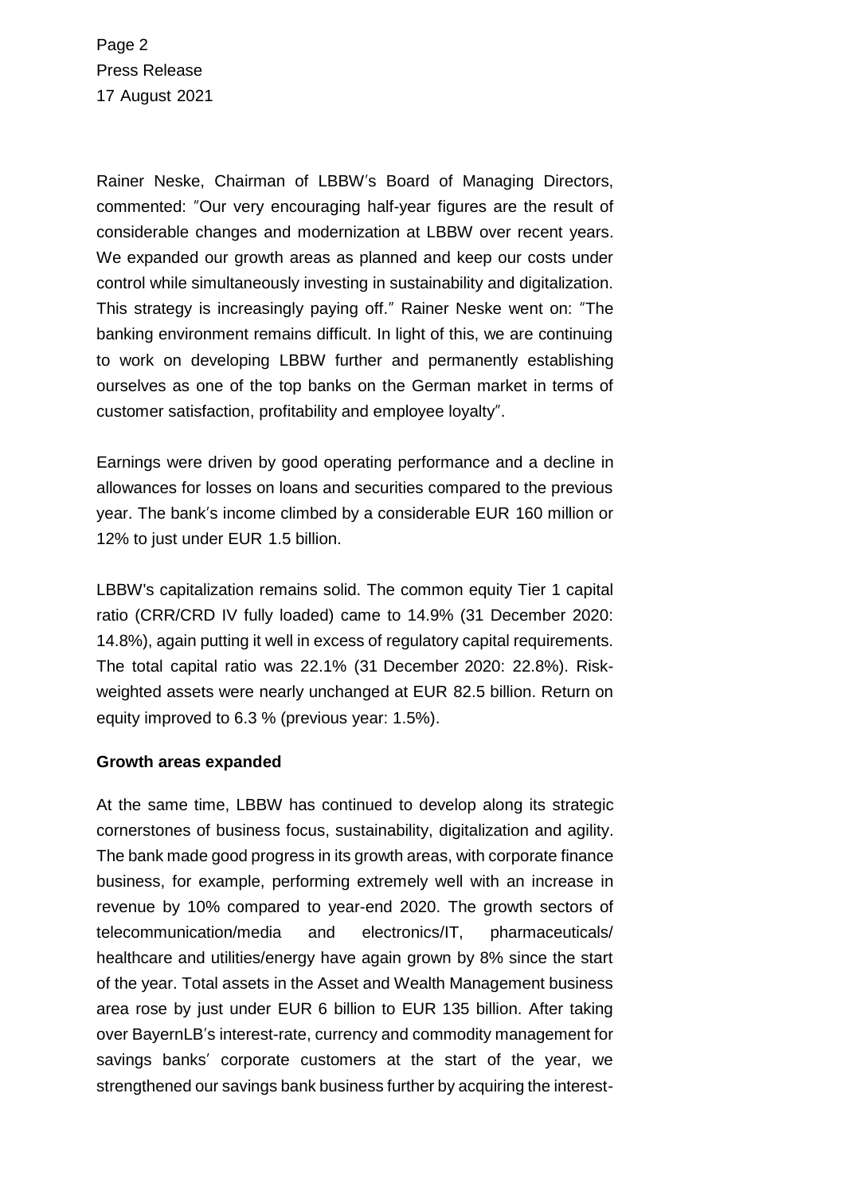Rainer Neske, Chairman of LBBW′s Board of Managing Directors, commented: ″Our very encouraging half-year figures are the result of considerable changes and modernization at LBBW over recent years. We expanded our growth areas as planned and keep our costs under control while simultaneously investing in sustainability and digitalization. This strategy is increasingly paying off.″ Rainer Neske went on: ″The banking environment remains difficult. In light of this, we are continuing to work on developing LBBW further and permanently establishing ourselves as one of the top banks on the German market in terms of customer satisfaction, profitability and employee loyalty″.

Earnings were driven by good operating performance and a decline in allowances for losses on loans and securities compared to the previous year. The bank′s income climbed by a considerable EUR 160 million or 12% to just under EUR 1.5 billion.

LBBW's capitalization remains solid. The common equity Tier 1 capital ratio (CRR/CRD IV fully loaded) came to 14.9% (31 December 2020: 14.8%), again putting it well in excess of regulatory capital requirements. The total capital ratio was 22.1% (31 December 2020: 22.8%). Risk-weighted assets were nearly unchanged at EUR 82.5 billion. Return on equity improved to 6.3 % (previous year: 1.5%).

**Growth areas expanded**

At the same time, LBBW has continued to develop along its strategic cornerstones of business focus, sustainability, digitalization and agility. The bank made good progress in its growth areas, with corporate finance business, for example, performing extremely well with an increase in revenue by 10% compared to year-end 2020. The growth sectors of telecommunication/media and electronics/IT, pharmaceuticals/ healthcare and utilities/energy have again grown by 8% since the start of the year. Total assets in the Asset and Wealth Management business area rose by just under EUR 6 billion to EUR 135 billion. After taking over BayernLB′s interest-rate, currency and commodity management for savings banks′ corporate customers at the start of the year, we strengthened our savings bank business further by acquiring the interest-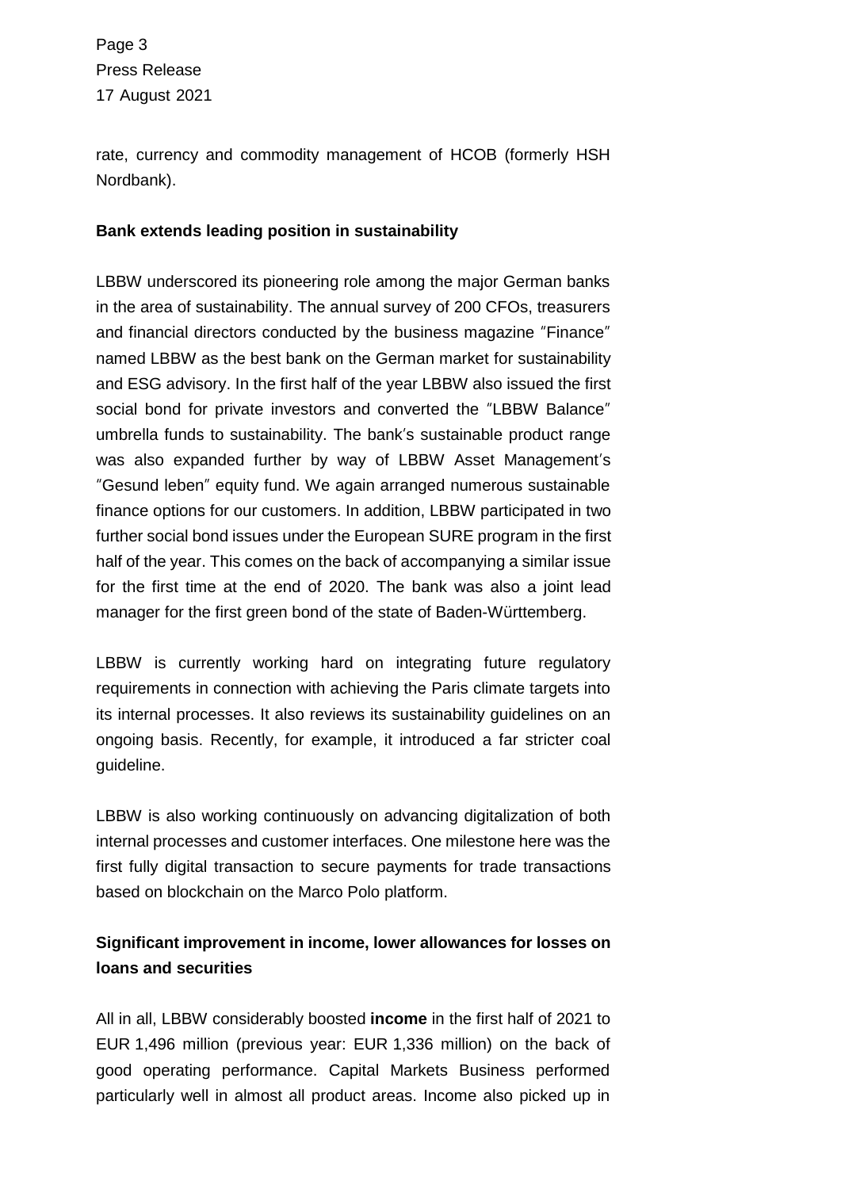rate, currency and commodity management of HCOB (formerly HSH Nordbank).

**Bank extends leading position in sustainability**

LBBW underscored its pioneering role among the major German banks in the area of sustainability. The annual survey of 200 CFOs, treasurers and financial directors conducted by the business magazine ″Finance″ named LBBW as the best bank on the German market for sustainability and ESG advisory. In the first half of the year LBBW also issued the first social bond for private investors and converted the ″LBBW Balance″ umbrella funds to sustainability. The bank′s sustainable product range was also expanded further by way of LBBW Asset Management′s ″Gesund leben″ equity fund. We again arranged numerous sustainable finance options for our customers. In addition, LBBW participated in two further social bond issues under the European SURE program in the first half of the year. This comes on the back of accompanying a similar issue for the first time at the end of 2020. The bank was also a joint lead manager for the first green bond of the state of Baden-Württemberg.

LBBW is currently working hard on integrating future regulatory requirements in connection with achieving the Paris climate targets into its internal processes. It also reviews its sustainability guidelines on an ongoing basis. Recently, for example, it introduced a far stricter coal guideline.

LBBW is also working continuously on advancing digitalization of both internal processes and customer interfaces. One milestone here was the first fully digital transaction to secure payments for trade transactions based on blockchain on the Marco Polo platform.

**Significant improvement in income, lower allowances for losses on loans and securities**

All in all, LBBW considerably boosted **income** in the first half of 2021 to EUR 1,496 million (previous year: EUR 1,336 million) on the back of good operating performance. Capital Markets Business performed particularly well in almost all product areas. Income also picked up in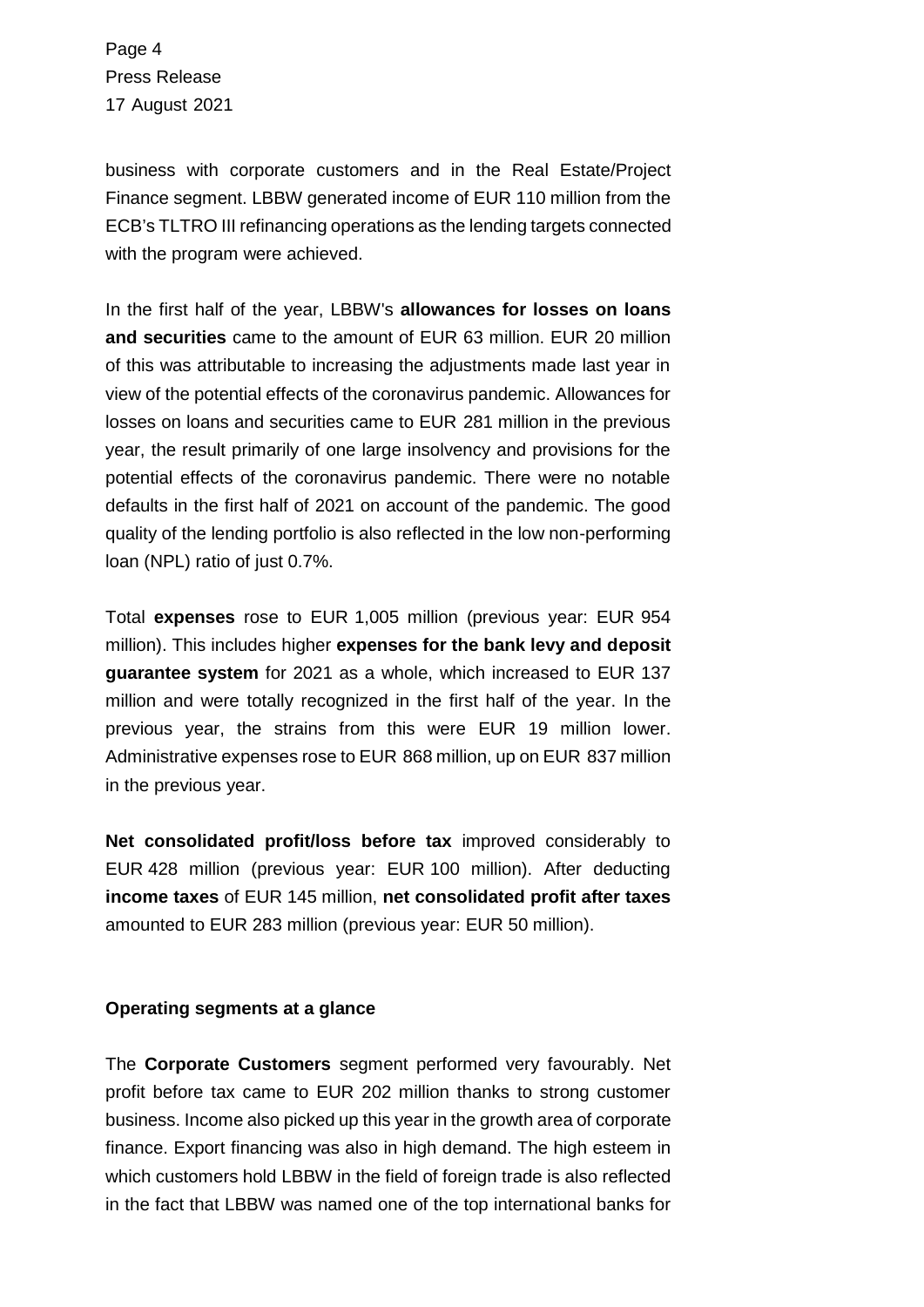business with corporate customers and in the Real Estate/Project Finance segment. LBBW generated income of EUR 110 million from the ECB's TLTRO III refinancing operations as the lending targets connected with the program were achieved.

In the first half of the year, LBBW's **allowances for losses on loans and securities** came to the amount of EUR 63 million. EUR 20 million of this was attributable to increasing the adjustments made last year in view of the potential effects of the coronavirus pandemic. Allowances for losses on loans and securities came to EUR 281 million in the previous year, the result primarily of one large insolvency and provisions for the potential effects of the coronavirus pandemic. There were no notable defaults in the first half of 2021 on account of the pandemic. The good quality of the lending portfolio is also reflected in the low non-performing loan (NPL) ratio of just 0.7%.

Total **expenses** rose to EUR 1,005 million (previous year: EUR 954 million). This includes higher **expenses for the bank levy and deposit guarantee system** for 2021 as a whole, which increased to EUR 137 million and were totally recognized in the first half of the year. In the previous year, the strains from this were EUR 19 million lower. Administrative expenses rose to EUR 868 million, up on EUR 837 million in the previous year.

**Net consolidated profit/loss before tax** improved considerably to EUR 428 million (previous year: EUR 100 million). After deducting **income taxes** of EUR 145 million, **net consolidated profit after taxes** amounted to EUR 283 million (previous year: EUR 50 million).

**Operating segments at a glance**

The **Corporate Customers** segment performed very favourably. Net profit before tax came to EUR 202 million thanks to strong customer business. Income also picked up this year in the growth area of corporate finance. Export financing was also in high demand. The high esteem in which customers hold LBBW in the field of foreign trade is also reflected in the fact that LBBW was named one of the top international banks for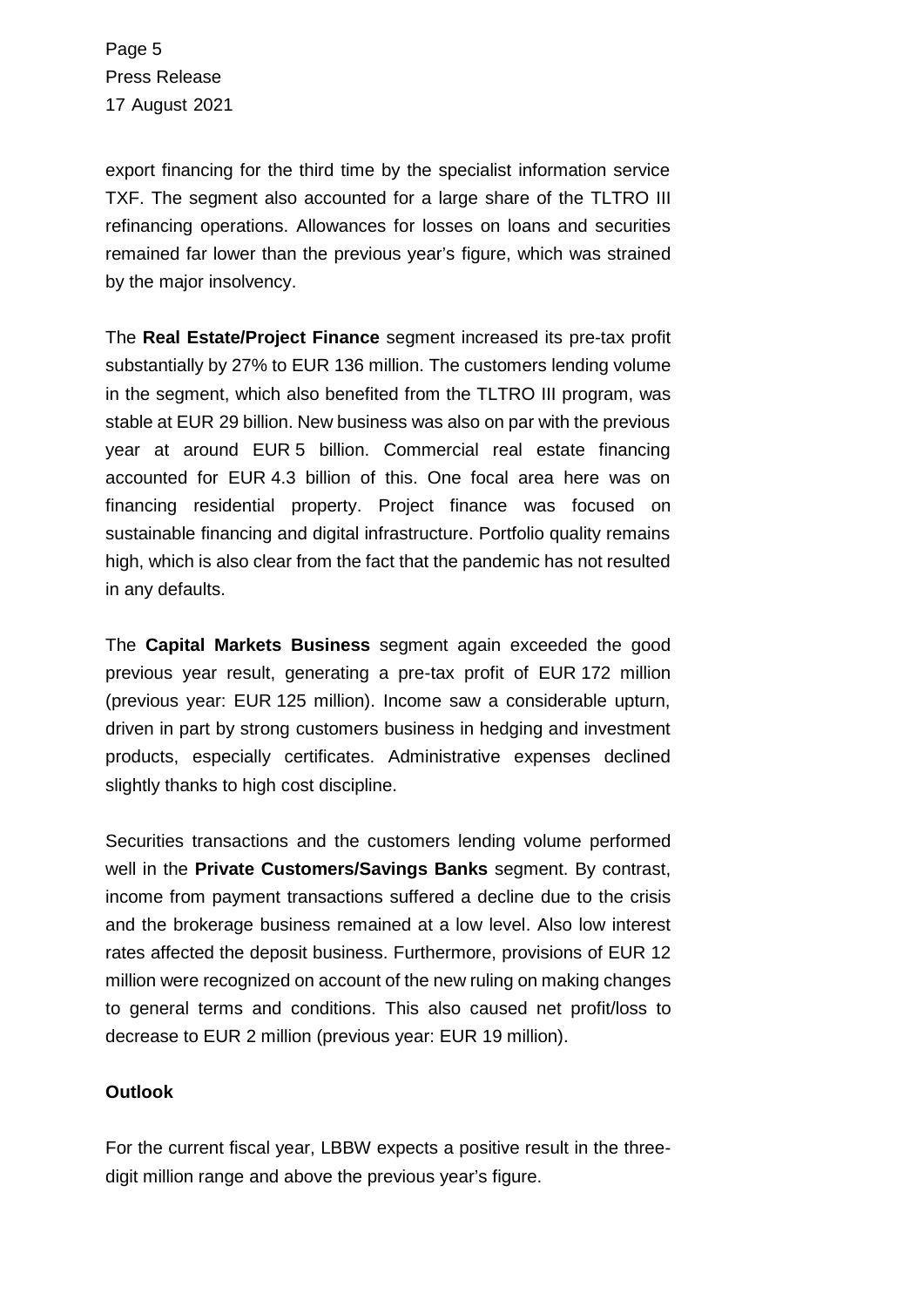export financing for the third time by the specialist information service TXF. The segment also accounted for a large share of the TLTRO III refinancing operations. Allowances for losses on loans and securities remained far lower than the previous year's figure, which was strained by the major insolvency.

The **Real Estate/Project Finance** segment increased its pre-tax profit substantially by 27% to EUR 136 million. The customers lending volume in the segment, which also benefited from the TLTRO III program, was stable at EUR 29 billion. New business was also on par with the previous year at around EUR 5 billion. Commercial real estate financing accounted for EUR 4.3 billion of this. One focal area here was on financing residential property. Project finance was focused on sustainable financing and digital infrastructure. Portfolio quality remains high, which is also clear from the fact that the pandemic has not resulted in any defaults.

The **Capital Markets Business** segment again exceeded the good previous year result, generating a pre-tax profit of EUR 172 million (previous year: EUR 125 million). Income saw a considerable upturn, driven in part by strong customers business in hedging and investment products, especially certificates. Administrative expenses declined slightly thanks to high cost discipline.

Securities transactions and the customers lending volume performed well in the **Private Customers/Savings Banks** segment. By contrast, income from payment transactions suffered a decline due to the crisis and the brokerage business remained at a low level. Also low interest rates affected the deposit business. Furthermore, provisions of EUR 12 million were recognized on account of the new ruling on making changes to general terms and conditions. This also caused net profit/loss to decrease to EUR 2 million (previous year: EUR 19 million).

**Outlook**

For the current fiscal year, LBBW expects a positive result in the three-digit million range and above the previous year's figure.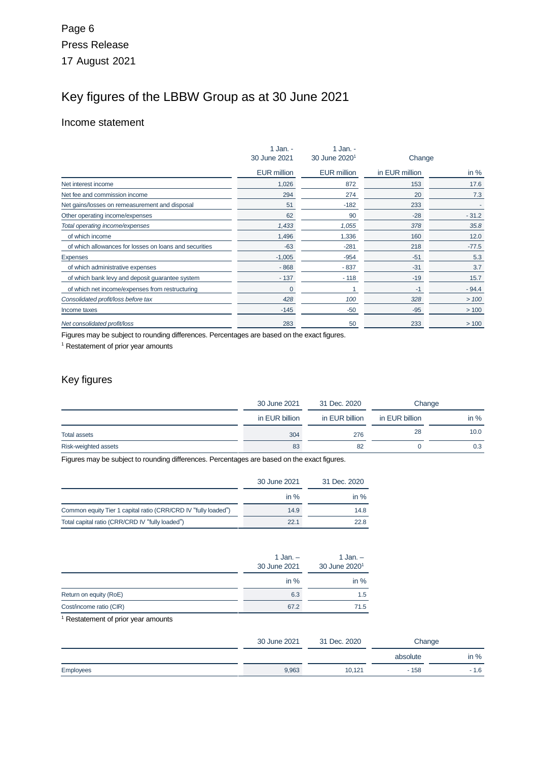# Key figures of the LBBW Group as at 30 June 2021

## Income statement

| | 1 Jan. - 30 June 2021 | 1 Jan. - 30 June 2020[1] | Change | |
|---|---|---|---|---|
| | EUR million | EUR million | in EUR million | in % |
| Net interest income | 1,026 | 872 | 153 | 17.6 |
| Net fee and commission income | 294 | 274 | 20 | 7.3 |
| Net gains/losses on remeasurement and disposal | 51 | -182 | 233 | - |
| Other operating income/expenses | 62 | 90 | -28 | - 31.2 |
| *Total operating income/expenses* | *1,433* | *1,055* | *378* | *35.8* |
| of which income | 1,496 | 1,336 | 160 | 12.0 |
| of which allowances for losses on loans and securities | -63 | -281 | 218 | -77.5 |
| Expenses | -1,005 | -954 | -51 | 5.3 |
| of which administrative expenses | - 868 | - 837 | -31 | 3.7 |
| of which bank levy and deposit guarantee system | - 137 | - 118 | -19 | 15.7 |
| of which net income/expenses from restructuring | 0 | 1 | -1 | - 94.4 |
| *Consolidated profit/loss before tax* | *428* | *100* | *328* | *> 100* |
| Income taxes | -145 | -50 | -95 | > 100 |
| *Net consolidated profit/loss* | 283 | 50 | 233 | > 100 |

Figures may be subject to rounding differences. Percentages are based on the exact figures.

[1] Restatement of prior year amounts

## Key figures

| | 30 June 2021 | 31 Dec. 2020 | Change | |
|---|---|---|---|---|
| | in EUR billion | in EUR billion | in EUR billion | in % |
| Total assets | 304 | 276 | 28 | 10.0 |
| Risk-weighted assets | 83 | 82 | 0 | 0.3 |

Figures may be subject to rounding differences. Percentages are based on the exact figures.

| | 30 June 2021 | 31 Dec. 2020 |
|---|---|---|
| | in % | in % |
| Common equity Tier 1 capital ratio (CRR/CRD IV "fully loaded") | 14.9 | 14.8 |
| Total capital ratio (CRR/CRD IV "fully loaded") | 22.1 | 22.8 |

| | 1 Jan. – 30 June 2021 | 1 Jan. – 30 June 2020[1] |
|---|---|---|
| | in % | in % |
| Return on equity (RoE) | 6.3 | 1.5 |
| Cost/income ratio (CIR) | 67.2 | 71.5 |

[1] Restatement of prior year amounts

| | 30 June 2021 | 31 Dec. 2020 | Change | |
|---|---|---|---|---|
| | | | absolute | in % |
| Employees | 9,963 | 10,121 | - 158 | - 1.6 |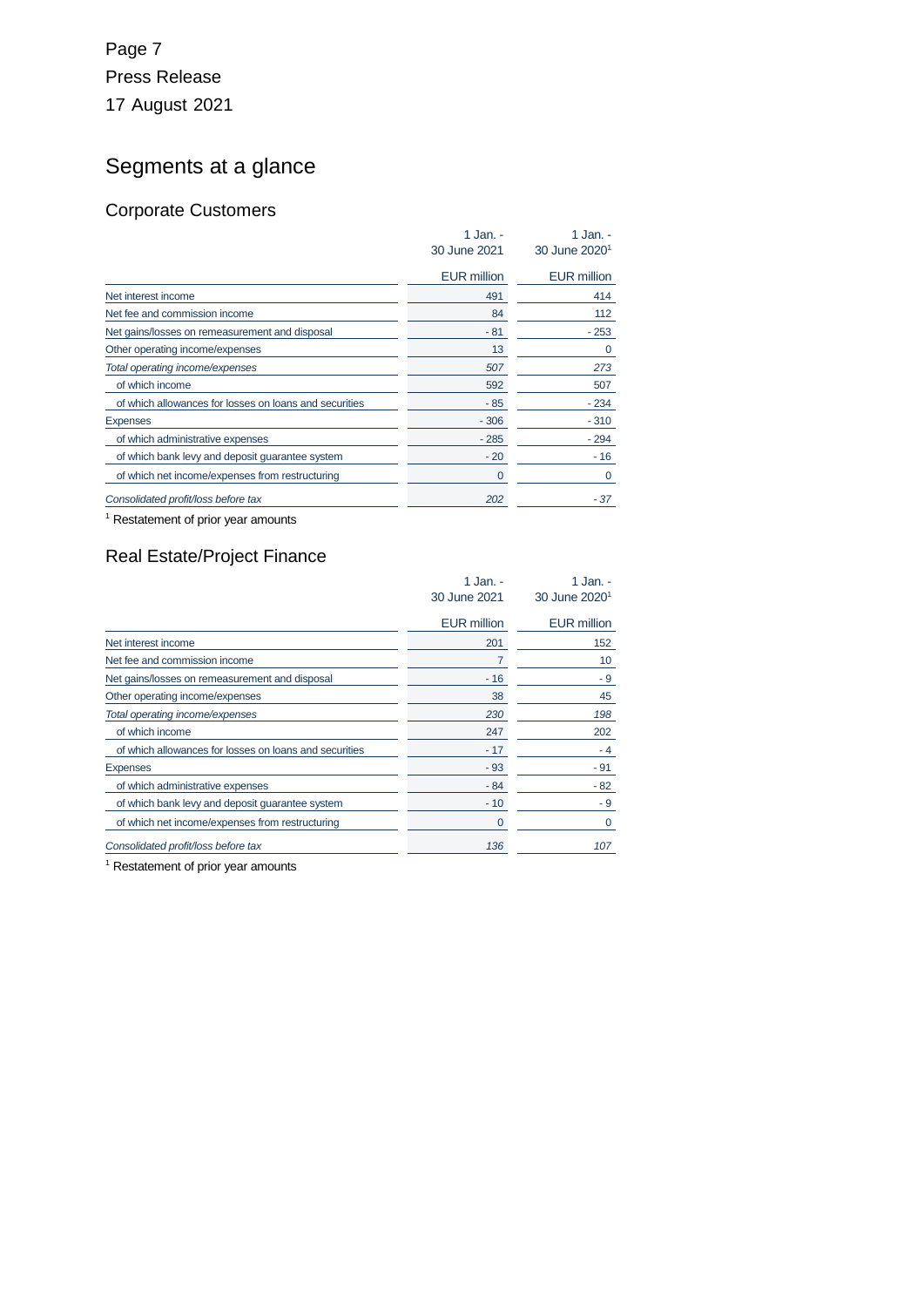Page 7

Press Release

17 August 2021

# Segments at a glance

## Corporate Customers

| | 1 Jan. - 30 June 2021 | 1 Jan. - 30 June 2020[1] |
|---|---|---|
| | EUR million | EUR million |
| Net interest income | 491 | 414 |
| Net fee and commission income | 84 | 112 |
| Net gains/losses on remeasurement and disposal | - 81 | - 253 |
| Other operating income/expenses | 13 | 0 |
| *Total operating income/expenses* | *507* | *273* |
| of which income | 592 | 507 |
| of which allowances for losses on loans and securities | - 85 | - 234 |
| Expenses | - 306 | - 310 |
| of which administrative expenses | - 285 | - 294 |
| of which bank levy and deposit guarantee system | - 20 | - 16 |
| of which net income/expenses from restructuring | 0 | 0 |
| *Consolidated profit/loss before tax* | *202* | *- 37* |

[1] Restatement of prior year amounts

## Real Estate/Project Finance

| | 1 Jan. - 30 June 2021 | 1 Jan. - 30 June 2020[1] |
|---|---|---|
| | EUR million | EUR million |
| Net interest income | 201 | 152 |
| Net fee and commission income | 7 | 10 |
| Net gains/losses on remeasurement and disposal | - 16 | - 9 |
| Other operating income/expenses | 38 | 45 |
| *Total operating income/expenses* | *230* | *198* |
| of which income | 247 | 202 |
| of which allowances for losses on loans and securities | - 17 | - 4 |
| Expenses | - 93 | - 91 |
| of which administrative expenses | - 84 | - 82 |
| of which bank levy and deposit guarantee system | - 10 | - 9 |
| of which net income/expenses from restructuring | 0 | 0 |
| *Consolidated profit/loss before tax* | *136* | *107* |

[1] Restatement of prior year amounts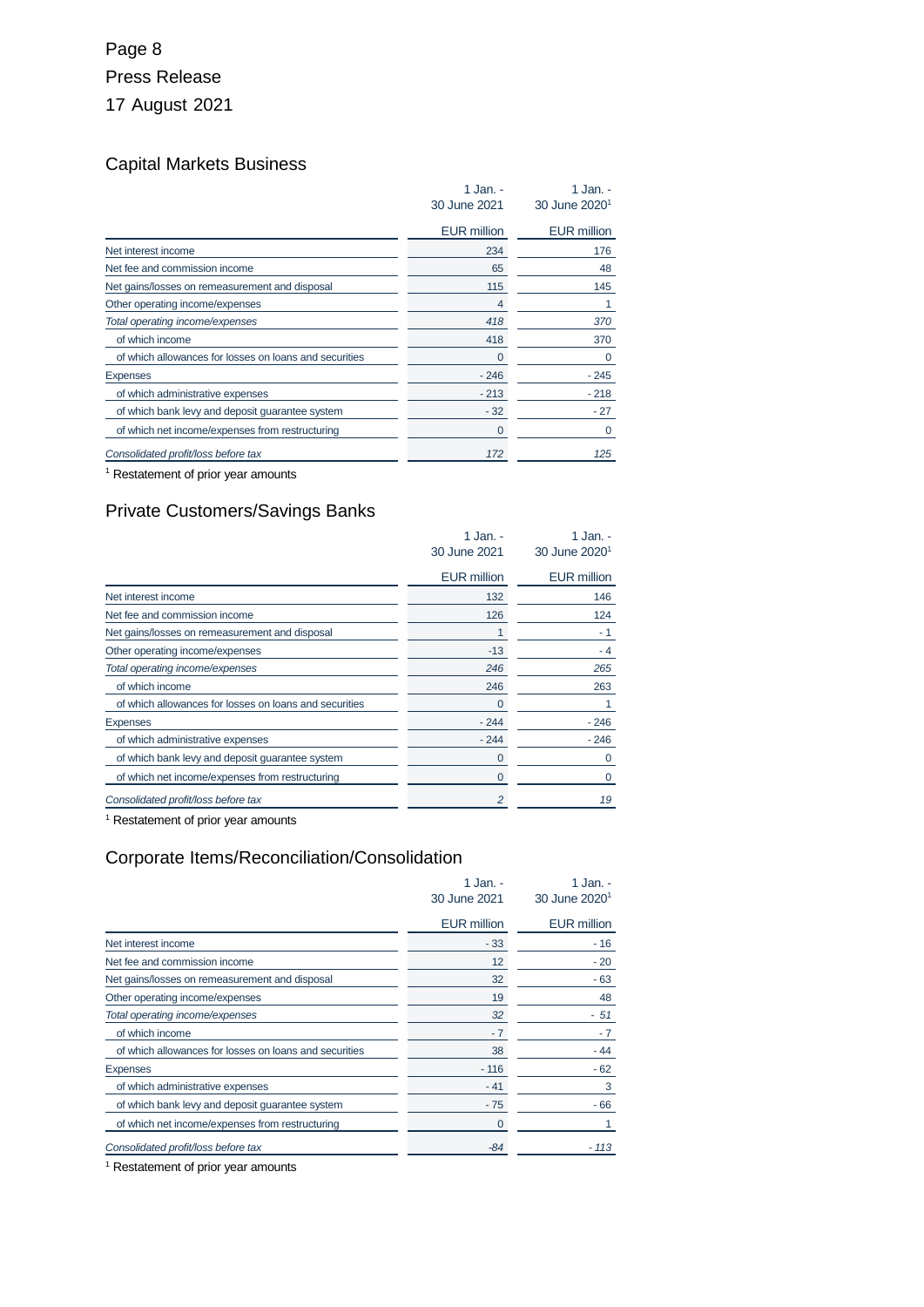Press Release

17 August 2021

## Capital Markets Business

| | 1 Jan. - 30 June 2021 | 1 Jan. - 30 June 2020[1] |
|---|---|---|
| | EUR million | EUR million |
| Net interest income | 234 | 176 |
| Net fee and commission income | 65 | 48 |
| Net gains/losses on remeasurement and disposal | 115 | 145 |
| Other operating income/expenses | 4 | 1 |
| *Total operating income/expenses* | *418* | *370* |
| of which income | 418 | 370 |
| of which allowances for losses on loans and securities | 0 | 0 |
| Expenses | - 246 | - 245 |
| of which administrative expenses | - 213 | - 218 |
| of which bank levy and deposit guarantee system | - 32 | - 27 |
| of which net income/expenses from restructuring | 0 | 0 |
| *Consolidated profit/loss before tax* | *172* | *125* |

[1] Restatement of prior year amounts

## Private Customers/Savings Banks

| | 1 Jan. - 30 June 2021 | 1 Jan. - 30 June 2020[1] |
|---|---|---|
| | EUR million | EUR million |
| Net interest income | 132 | 146 |
| Net fee and commission income | 126 | 124 |
| Net gains/losses on remeasurement and disposal | 1 | - 1 |
| Other operating income/expenses | -13 | - 4 |
| *Total operating income/expenses* | *246* | *265* |
| of which income | 246 | 263 |
| of which allowances for losses on loans and securities | 0 | 1 |
| Expenses | - 244 | - 246 |
| of which administrative expenses | - 244 | - 246 |
| of which bank levy and deposit guarantee system | 0 | 0 |
| of which net income/expenses from restructuring | 0 | 0 |
| *Consolidated profit/loss before tax* | *2* | *19* |

[1] Restatement of prior year amounts

## Corporate Items/Reconciliation/Consolidation

| | 1 Jan. - 30 June 2021 | 1 Jan. - 30 June 2020[1] |
|---|---|---|
| | EUR million | EUR million |
| Net interest income | - 33 | - 16 |
| Net fee and commission income | 12 | - 20 |
| Net gains/losses on remeasurement and disposal | 32 | - 63 |
| Other operating income/expenses | 19 | 48 |
| *Total operating income/expenses* | *32* | *- 51* |
| of which income | - 7 | - 7 |
| of which allowances for losses on loans and securities | 38 | - 44 |
| Expenses | - 116 | - 62 |
| of which administrative expenses | - 41 | 3 |
| of which bank levy and deposit guarantee system | - 75 | - 66 |
| of which net income/expenses from restructuring | 0 | 1 |
| *Consolidated profit/loss before tax* | *-84* | *- 113* |

[1] Restatement of prior year amounts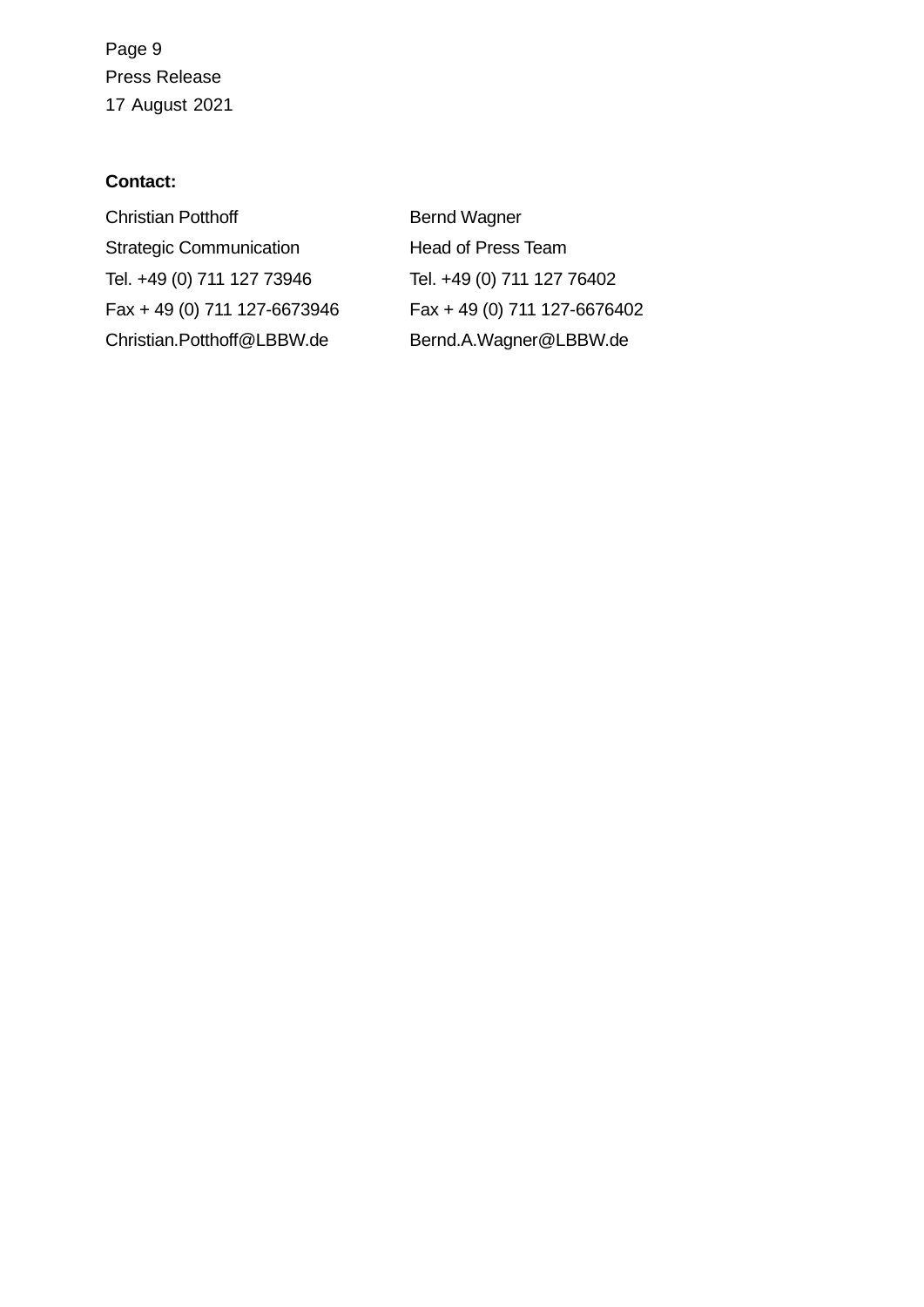**Contact:**

| | |
|---|---|
| Christian Potthoff | Bernd Wagner |
| Strategic Communication | Head of Press Team |
| Tel. +49 (0) 711 127 73946 | Tel. +49 (0) 711 127 76402 |
| Fax + 49 (0) 711 127-6673946 | Fax + 49 (0) 711 127-6676402 |
| Christian.Potthoff@LBBW.de | Bernd.A.Wagner@LBBW.de |